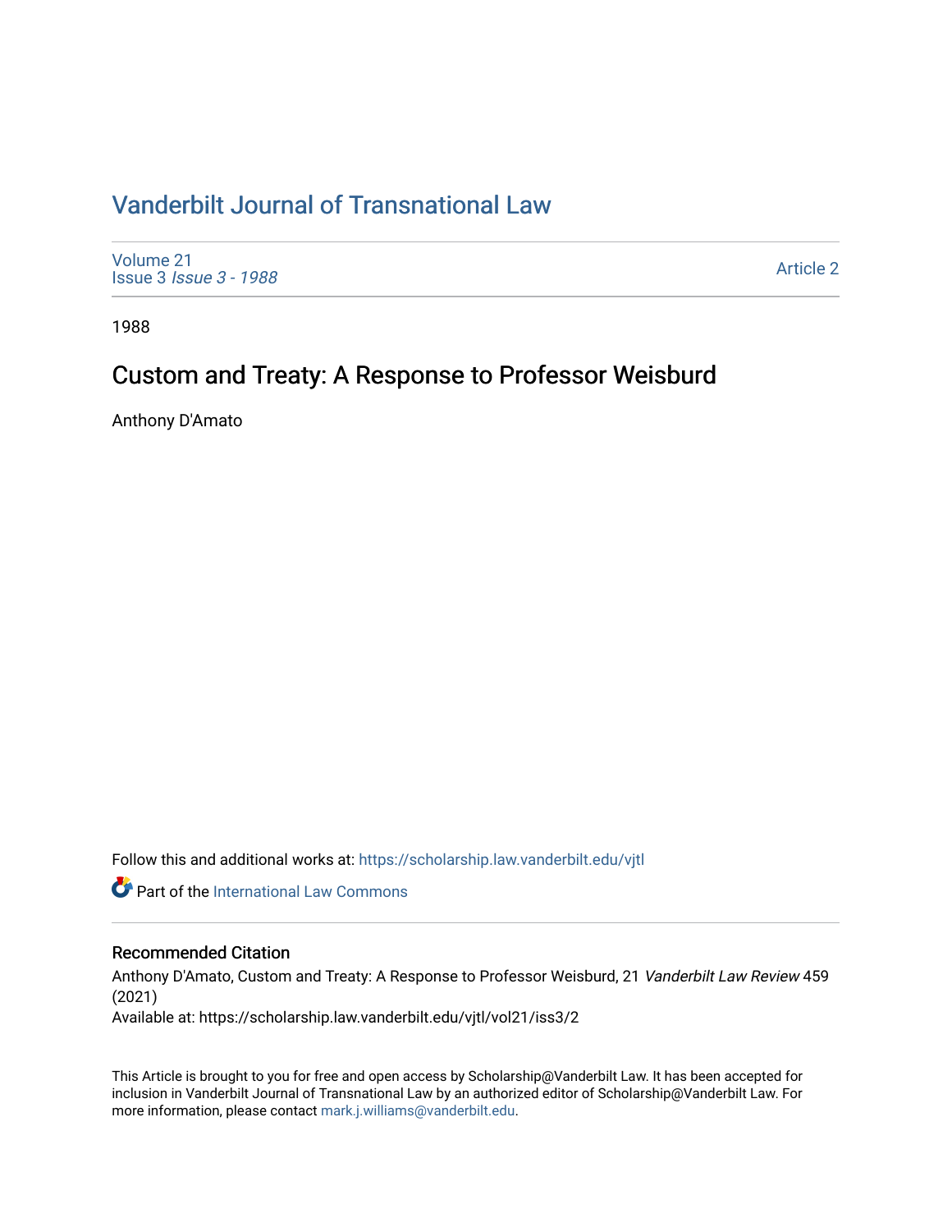# Vanderbilt Journal of Transnational Law

Volume 21
Issue 3 *Issue 3 - 1988*

Article 2

1988

## Custom and Treaty: A Response to Professor Weisburd

Anthony D'Amato

Follow this and additional works at: https://scholarship.law.vanderbilt.edu/vjtl

Part of the International Law Commons

### Recommended Citation

Anthony D'Amato, Custom and Treaty: A Response to Professor Weisburd, 21 *Vanderbilt Law Review* 459 (2021)
Available at: https://scholarship.law.vanderbilt.edu/vjtl/vol21/iss3/2

This Article is brought to you for free and open access by Scholarship@Vanderbilt Law. It has been accepted for inclusion in Vanderbilt Journal of Transnational Law by an authorized editor of Scholarship@Vanderbilt Law. For more information, please contact mark.j.williams@vanderbilt.edu.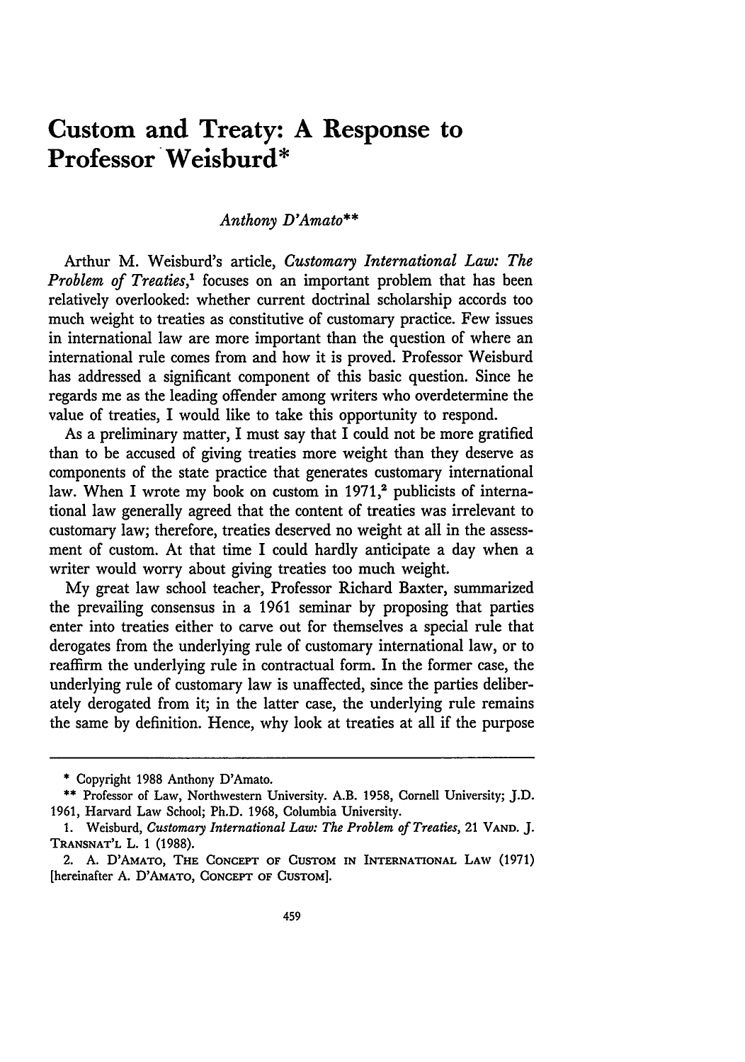# Custom and Treaty: A Response to Professor Weisburd*

*Anthony D'Amato***

Arthur M. Weisburd's article, *Customary International Law: The Problem of Treaties*,[1] focuses on an important problem that has been relatively overlooked: whether current doctrinal scholarship accords too much weight to treaties as constitutive of customary practice. Few issues in international law are more important than the question of where an international rule comes from and how it is proved. Professor Weisburd has addressed a significant component of this basic question. Since he regards me as the leading offender among writers who overdetermine the value of treaties, I would like to take this opportunity to respond.

As a preliminary matter, I must say that I could not be more gratified than to be accused of giving treaties more weight than they deserve as components of the state practice that generates customary international law. When I wrote my book on custom in 1971,[2] publicists of international law generally agreed that the content of treaties was irrelevant to customary law; therefore, treaties deserved no weight at all in the assessment of custom. At that time I could hardly anticipate a day when a writer would worry about giving treaties too much weight.

My great law school teacher, Professor Richard Baxter, summarized the prevailing consensus in a 1961 seminar by proposing that parties enter into treaties either to carve out for themselves a special rule that derogates from the underlying rule of customary international law, or to reaffirm the underlying rule in contractual form. In the former case, the underlying rule of customary law is unaffected, since the parties deliberately derogated from it; in the latter case, the underlying rule remains the same by definition. Hence, why look at treaties at all if the purpose

---

\* Copyright 1988 Anthony D'Amato.

\*\* Professor of Law, Northwestern University. A.B. 1958, Cornell University; J.D. 1961, Harvard Law School; Ph.D. 1968, Columbia University.

1. Weisburd, *Customary International Law: The Problem of Treaties*, 21 VAND. J. TRANSNAT'L L. 1 (1988).

2. A. D'AMATO, THE CONCEPT OF CUSTOM IN INTERNATIONAL LAW (1971) [hereinafter A. D'AMATO, CONCEPT OF CUSTOM].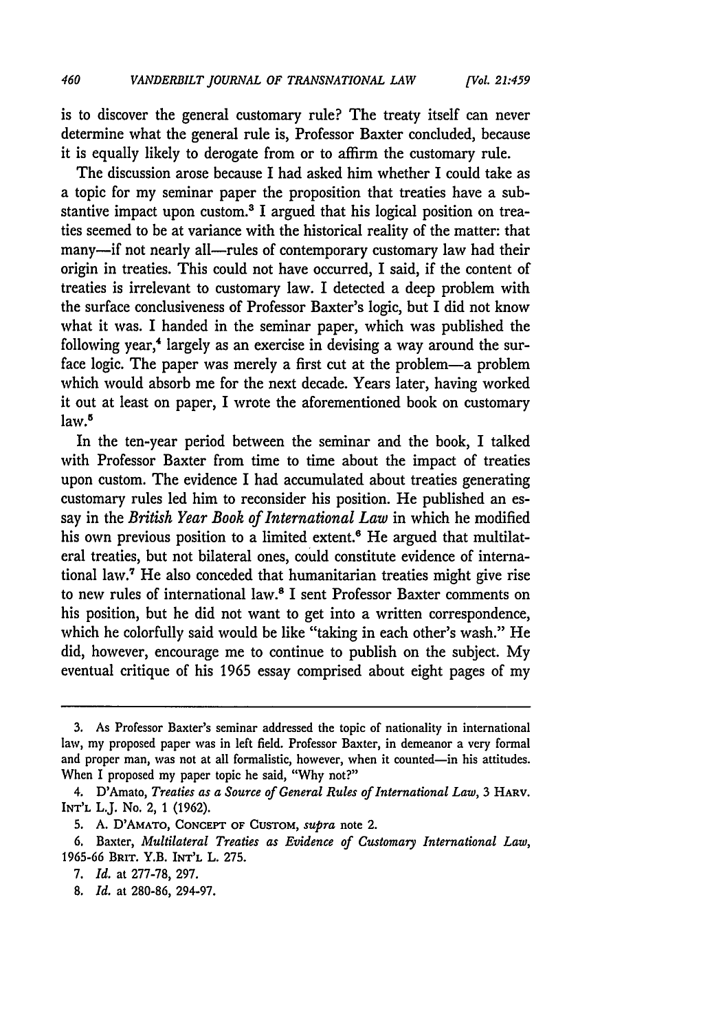is to discover the general customary rule? The treaty itself can never determine what the general rule is, Professor Baxter concluded, because it is equally likely to derogate from or to affirm the customary rule.

The discussion arose because I had asked him whether I could take as a topic for my seminar paper the proposition that treaties have a substantive impact upon custom.[3] I argued that his logical position on treaties seemed to be at variance with the historical reality of the matter: that many—if not nearly all—rules of contemporary customary law had their origin in treaties. This could not have occurred, I said, if the content of treaties is irrelevant to customary law. I detected a deep problem with the surface conclusiveness of Professor Baxter's logic, but I did not know what it was. I handed in the seminar paper, which was published the following year,[4] largely as an exercise in devising a way around the surface logic. The paper was merely a first cut at the problem—a problem which would absorb me for the next decade. Years later, having worked it out at least on paper, I wrote the aforementioned book on customary law.[5]

In the ten-year period between the seminar and the book, I talked with Professor Baxter from time to time about the impact of treaties upon custom. The evidence I had accumulated about treaties generating customary rules led him to reconsider his position. He published an essay in the *British Year Book of International Law* in which he modified his own previous position to a limited extent.[6] He argued that multilateral treaties, but not bilateral ones, could constitute evidence of international law.[7] He also conceded that humanitarian treaties might give rise to new rules of international law.[8] I sent Professor Baxter comments on his position, but he did not want to get into a written correspondence, which he colorfully said would be like "taking in each other's wash." He did, however, encourage me to continue to publish on the subject. My eventual critique of his 1965 essay comprised about eight pages of my

---

3. As Professor Baxter's seminar addressed the topic of nationality in international law, my proposed paper was in left field. Professor Baxter, in demeanor a very formal and proper man, was not at all formalistic, however, when it counted—in his attitudes. When I proposed my paper topic he said, "Why not?"

4. D'Amato, *Treaties as a Source of General Rules of International Law*, 3 HARV. INT'L L.J. No. 2, 1 (1962).

5. A. D'AMATO, CONCEPT OF CUSTOM, *supra* note 2.

6. Baxter, *Multilateral Treaties as Evidence of Customary International Law*, 1965-66 BRIT. Y.B. INT'L L. 275.

7. *Id.* at 277-78, 297.

8. *Id.* at 280-86, 294-97.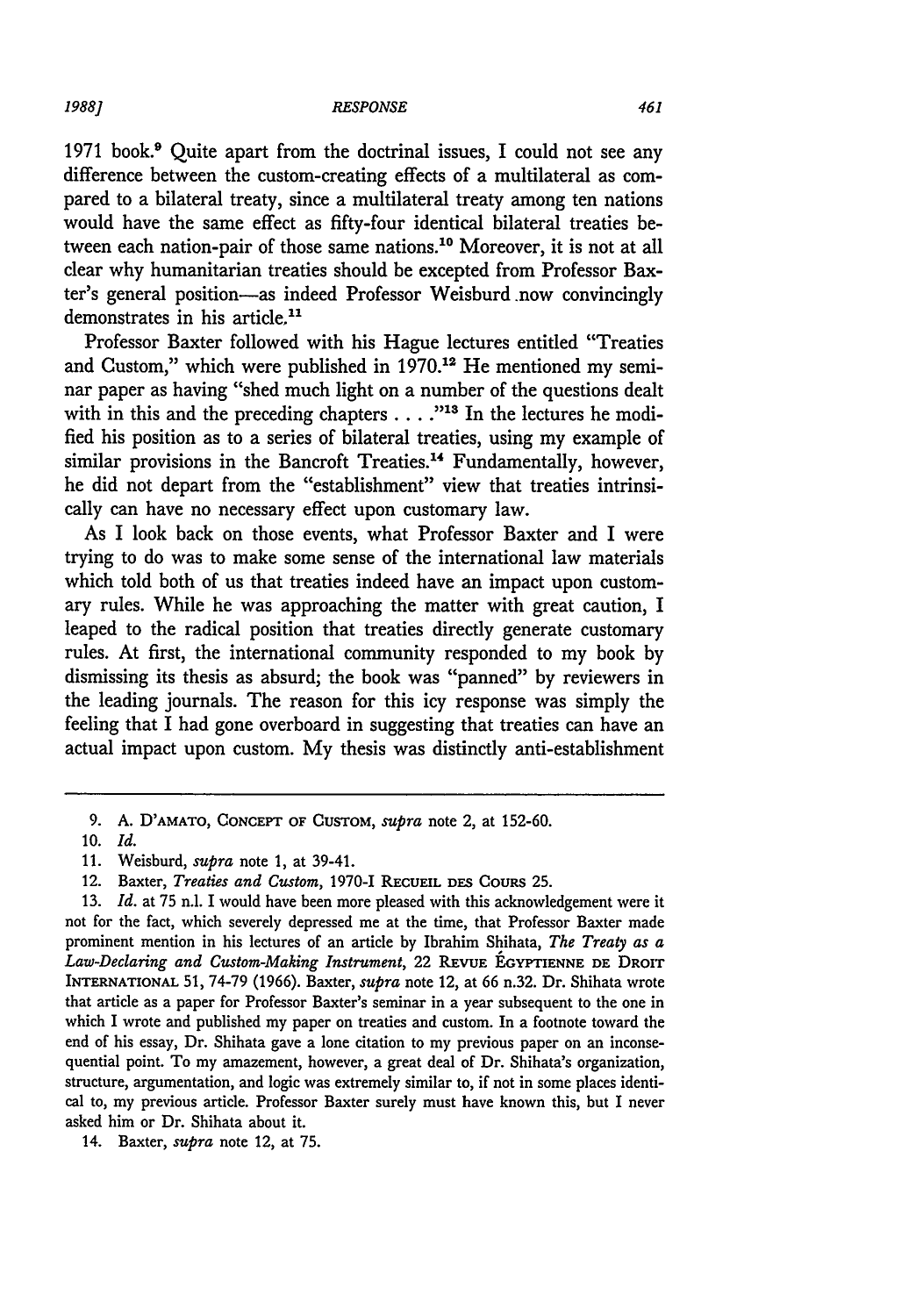1971 book.[9] Quite apart from the doctrinal issues, I could not see any difference between the custom-creating effects of a multilateral as compared to a bilateral treaty, since a multilateral treaty among ten nations would have the same effect as fifty-four identical bilateral treaties between each nation-pair of those same nations.[10] Moreover, it is not at all clear why humanitarian treaties should be excepted from Professor Baxter's general position—as indeed Professor Weisburd now convincingly demonstrates in his article.[11]

Professor Baxter followed with his Hague lectures entitled "Treaties and Custom," which were published in 1970.[12] He mentioned my seminar paper as having "shed much light on a number of the questions dealt with in this and the preceding chapters . . . ."[13] In the lectures he modified his position as to a series of bilateral treaties, using my example of similar provisions in the Bancroft Treaties.[14] Fundamentally, however, he did not depart from the "establishment" view that treaties intrinsically can have no necessary effect upon customary law.

As I look back on those events, what Professor Baxter and I were trying to do was to make some sense of the international law materials which told both of us that treaties indeed have an impact upon customary rules. While he was approaching the matter with great caution, I leaped to the radical position that treaties directly generate customary rules. At first, the international community responded to my book by dismissing its thesis as absurd; the book was "panned" by reviewers in the leading journals. The reason for this icy response was simply the feeling that I had gone overboard in suggesting that treaties can have an actual impact upon custom. My thesis was distinctly anti-establishment

---

9. A. D'AMATO, CONCEPT OF CUSTOM, *supra* note 2, at 152-60.

10. *Id.*

11. Weisburd, *supra* note 1, at 39-41.

12. Baxter, *Treaties and Custom*, 1970-I RECUEIL DES COURS 25.

13. *Id.* at 75 n.1. I would have been more pleased with this acknowledgement were it not for the fact, which severely depressed me at the time, that Professor Baxter made prominent mention in his lectures of an article by Ibrahim Shihata, *The Treaty as a Law-Declaring and Custom-Making Instrument*, 22 REVUE ÉGYPTIENNE DE DROIT INTERNATIONAL 51, 74-79 (1966). Baxter, *supra* note 12, at 66 n.32. Dr. Shihata wrote that article as a paper for Professor Baxter's seminar in a year subsequent to the one in which I wrote and published my paper on treaties and custom. In a footnote toward the end of his essay, Dr. Shihata gave a lone citation to my previous paper on an inconsequential point. To my amazement, however, a great deal of Dr. Shihata's organization, structure, argumentation, and logic was extremely similar to, if not in some places identical to, my previous article. Professor Baxter surely must have known this, but I never asked him or Dr. Shihata about it.

14. Baxter, *supra* note 12, at 75.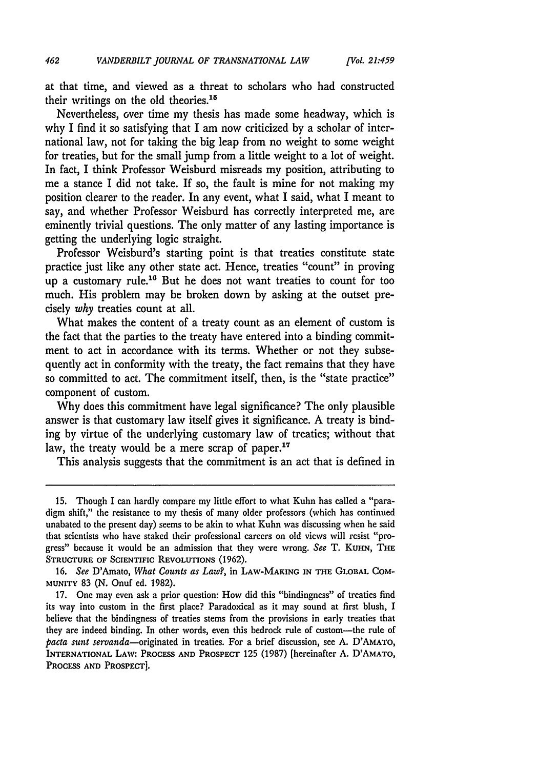at that time, and viewed as a threat to scholars who had constructed their writings on the old theories.[15]

Nevertheless, over time my thesis has made some headway, which is why I find it so satisfying that I am now criticized by a scholar of international law, not for taking the big leap from no weight to some weight for treaties, but for the small jump from a little weight to a lot of weight. In fact, I think Professor Weisburd misreads my position, attributing to me a stance I did not take. If so, the fault is mine for not making my position clearer to the reader. In any event, what I said, what I meant to say, and whether Professor Weisburd has correctly interpreted me, are eminently trivial questions. The only matter of any lasting importance is getting the underlying logic straight.

Professor Weisburd's starting point is that treaties constitute state practice just like any other state act. Hence, treaties "count" in proving up a customary rule.[16] But he does not want treaties to count for too much. His problem may be broken down by asking at the outset precisely *why* treaties count at all.

What makes the content of a treaty count as an element of custom is the fact that the parties to the treaty have entered into a binding commitment to act in accordance with its terms. Whether or not they subsequently act in conformity with the treaty, the fact remains that they have so committed to act. The commitment itself, then, is the "state practice" component of custom.

Why does this commitment have legal significance? The only plausible answer is that customary law itself gives it significance. A treaty is binding by virtue of the underlying customary law of treaties; without that law, the treaty would be a mere scrap of paper.[17]

This analysis suggests that the commitment is an act that is defined in

---

15. Though I can hardly compare my little effort to what Kuhn has called a "paradigm shift," the resistance to my thesis of many older professors (which has continued unabated to the present day) seems to be akin to what Kuhn was discussing when he said that scientists who have staked their professional careers on old views will resist "progress" because it would be an admission that they were wrong. *See* T. KUHN, THE STRUCTURE OF SCIENTIFIC REVOLUTIONS (1962).

16. *See* D'Amato, *What Counts as Law?*, in LAW-MAKING IN THE GLOBAL COMMUNITY 83 (N. Onuf ed. 1982).

17. One may even ask a prior question: How did this "bindingness" of treaties find its way into custom in the first place? Paradoxical as it may sound at first blush, I believe that the bindingness of treaties stems from the provisions in early treaties that they are indeed binding. In other words, even this bedrock rule of custom—the rule of *pacta sunt servanda*—originated in treaties. For a brief discussion, see A. D'AMATO, INTERNATIONAL LAW: PROCESS AND PROSPECT 125 (1987) [hereinafter A. D'AMATO, PROCESS AND PROSPECT].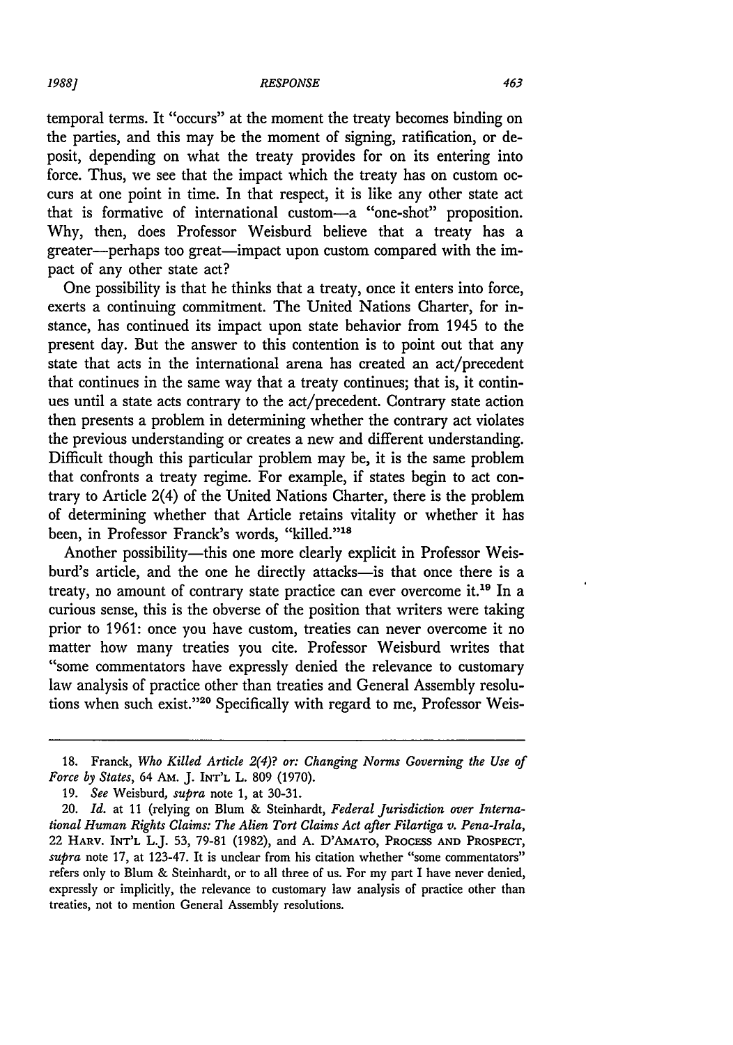temporal terms. It "occurs" at the moment the treaty becomes binding on the parties, and this may be the moment of signing, ratification, or deposit, depending on what the treaty provides for on its entering into force. Thus, we see that the impact which the treaty has on custom occurs at one point in time. In that respect, it is like any other state act that is formative of international custom—a "one-shot" proposition. Why, then, does Professor Weisburd believe that a treaty has a greater—perhaps too great—impact upon custom compared with the impact of any other state act?

One possibility is that he thinks that a treaty, once it enters into force, exerts a continuing commitment. The United Nations Charter, for instance, has continued its impact upon state behavior from 1945 to the present day. But the answer to this contention is to point out that any state that acts in the international arena has created an act/precedent that continues in the same way that a treaty continues; that is, it continues until a state acts contrary to the act/precedent. Contrary state action then presents a problem in determining whether the contrary act violates the previous understanding or creates a new and different understanding. Difficult though this particular problem may be, it is the same problem that confronts a treaty regime. For example, if states begin to act contrary to Article 2(4) of the United Nations Charter, there is the problem of determining whether that Article retains vitality or whether it has been, in Professor Franck's words, "killed."[18]

Another possibility—this one more clearly explicit in Professor Weisburd's article, and the one he directly attacks—is that once there is a treaty, no amount of contrary state practice can ever overcome it.[19] In a curious sense, this is the obverse of the position that writers were taking prior to 1961: once you have custom, treaties can never overcome it no matter how many treaties you cite. Professor Weisburd writes that "some commentators have expressly denied the relevance to customary law analysis of practice other than treaties and General Assembly resolutions when such exist."[20] Specifically with regard to me, Professor Weis-

---

18. Franck, *Who Killed Article 2(4)? or: Changing Norms Governing the Use of Force by States*, 64 AM. J. INT'L L. 809 (1970).

19. *See* Weisburd, *supra* note 1, at 30-31.

20. *Id.* at 11 (relying on Blum & Steinhardt, *Federal Jurisdiction over International Human Rights Claims: The Alien Tort Claims Act after Filartiga v. Pena-Irala*, 22 HARV. INT'L L.J. 53, 79-81 (1982), and A. D'AMATO, PROCESS AND PROSPECT, *supra* note 17, at 123-47. It is unclear from his citation whether "some commentators" refers only to Blum & Steinhardt, or to all three of us. For my part I have never denied, expressly or implicitly, the relevance to customary law analysis of practice other than treaties, not to mention General Assembly resolutions.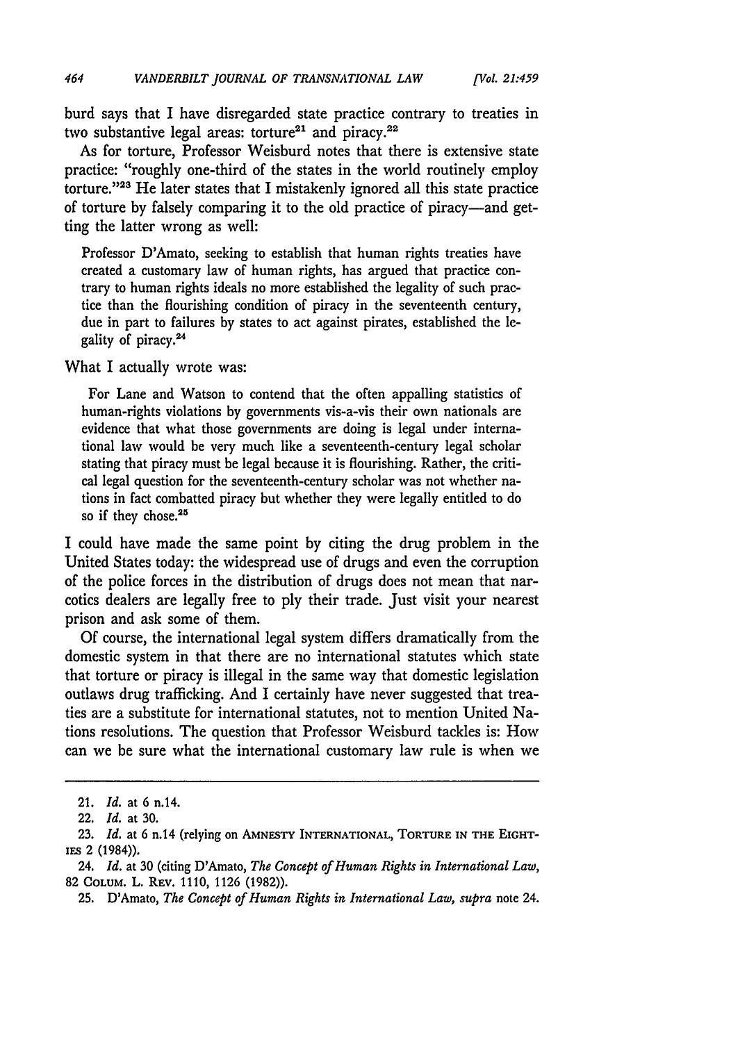burd says that I have disregarded state practice contrary to treaties in two substantive legal areas: torture[21] and piracy.[22]

As for torture, Professor Weisburd notes that there is extensive state practice: "roughly one-third of the states in the world routinely employ torture."[23] He later states that I mistakenly ignored all this state practice of torture by falsely comparing it to the old practice of piracy—and getting the latter wrong as well:

> Professor D'Amato, seeking to establish that human rights treaties have created a customary law of human rights, has argued that practice contrary to human rights ideals no more established the legality of such practice than the flourishing condition of piracy in the seventeenth century, due in part to failures by states to act against pirates, established the legality of piracy.[24]

What I actually wrote was:

> For Lane and Watson to contend that the often appalling statistics of human-rights violations by governments vis-a-vis their own nationals are evidence that what those governments are doing is legal under international law would be very much like a seventeenth-century legal scholar stating that piracy must be legal because it is flourishing. Rather, the critical legal question for the seventeenth-century scholar was not whether nations in fact combatted piracy but whether they were legally entitled to do so if they chose.[25]

I could have made the same point by citing the drug problem in the United States today: the widespread use of drugs and even the corruption of the police forces in the distribution of drugs does not mean that narcotics dealers are legally free to ply their trade. Just visit your nearest prison and ask some of them.

Of course, the international legal system differs dramatically from the domestic system in that there are no international statutes which state that torture or piracy is illegal in the same way that domestic legislation outlaws drug trafficking. And I certainly have never suggested that treaties are a substitute for international statutes, not to mention United Nations resolutions. The question that Professor Weisburd tackles is: How can we be sure what the international customary law rule is when we

---

21. *Id.* at 6 n.14.

22. *Id.* at 30.

23. *Id.* at 6 n.14 (relying on AMNESTY INTERNATIONAL, TORTURE IN THE EIGHTIES 2 (1984)).

24. *Id.* at 30 (citing D'Amato, *The Concept of Human Rights in International Law*, 82 COLUM. L. REV. 1110, 1126 (1982)).

25. D'Amato, *The Concept of Human Rights in International Law*, *supra* note 24.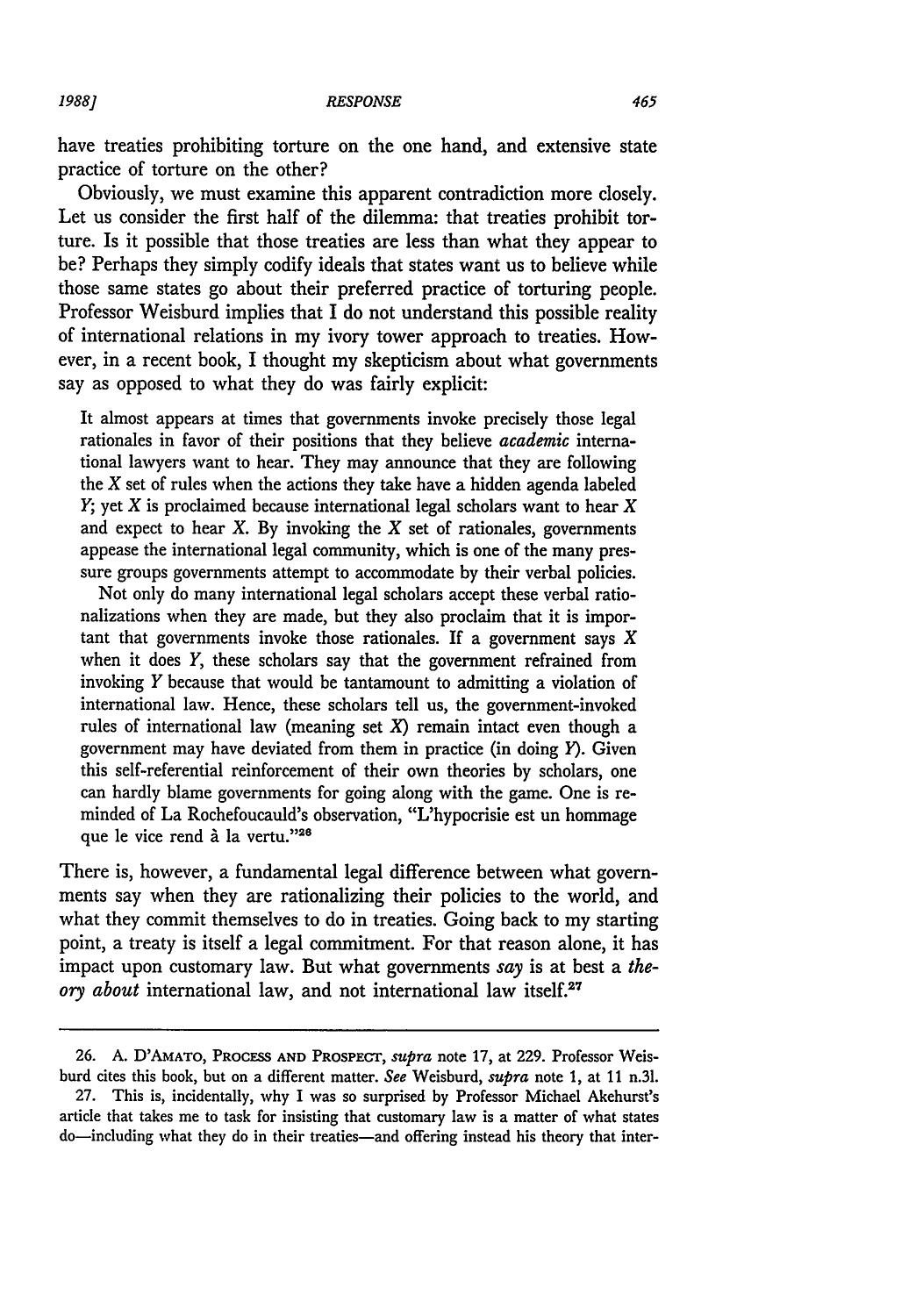have treaties prohibiting torture on the one hand, and extensive state practice of torture on the other?

Obviously, we must examine this apparent contradiction more closely. Let us consider the first half of the dilemma: that treaties prohibit torture. Is it possible that those treaties are less than what they appear to be? Perhaps they simply codify ideals that states want us to believe while those same states go about their preferred practice of torturing people. Professor Weisburd implies that I do not understand this possible reality of international relations in my ivory tower approach to treaties. However, in a recent book, I thought my skepticism about what governments say as opposed to what they do was fairly explicit:

> It almost appears at times that governments invoke precisely those legal rationales in favor of their positions that they believe *academic* international lawyers want to hear. They may announce that they are following the *X* set of rules when the actions they take have a hidden agenda labeled *Y*; yet *X* is proclaimed because international legal scholars want to hear *X* and expect to hear *X*. By invoking the *X* set of rationales, governments appease the international legal community, which is one of the many pressure groups governments attempt to accommodate by their verbal policies.
>
> Not only do many international legal scholars accept these verbal rationalizations when they are made, but they also proclaim that it is important that governments invoke those rationales. If a government says *X* when it does *Y*, these scholars say that the government refrained from invoking *Y* because that would be tantamount to admitting a violation of international law. Hence, these scholars tell us, the government-invoked rules of international law (meaning set *X*) remain intact even though a government may have deviated from them in practice (in doing *Y*). Given this self-referential reinforcement of their own theories by scholars, one can hardly blame governments for going along with the game. One is reminded of La Rochefoucauld's observation, "L'hypocrisie est un hommage que le vice rend à la vertu."[26]

There is, however, a fundamental legal difference between what governments say when they are rationalizing their policies to the world, and what they commit themselves to do in treaties. Going back to my starting point, a treaty is itself a legal commitment. For that reason alone, it has impact upon customary law. But what governments *say* is at best a *theory about* international law, and not international law itself.[27]

---

26. A. D'AMATO, PROCESS AND PROSPECT, *supra* note 17, at 229. Professor Weisburd cites this book, but on a different matter. *See* Weisburd, *supra* note 1, at 11 n.31.

27. This is, incidentally, why I was so surprised by Professor Michael Akehurst's article that takes me to task for insisting that customary law is a matter of what states do—including what they do in their treaties—and offering instead his theory that inter-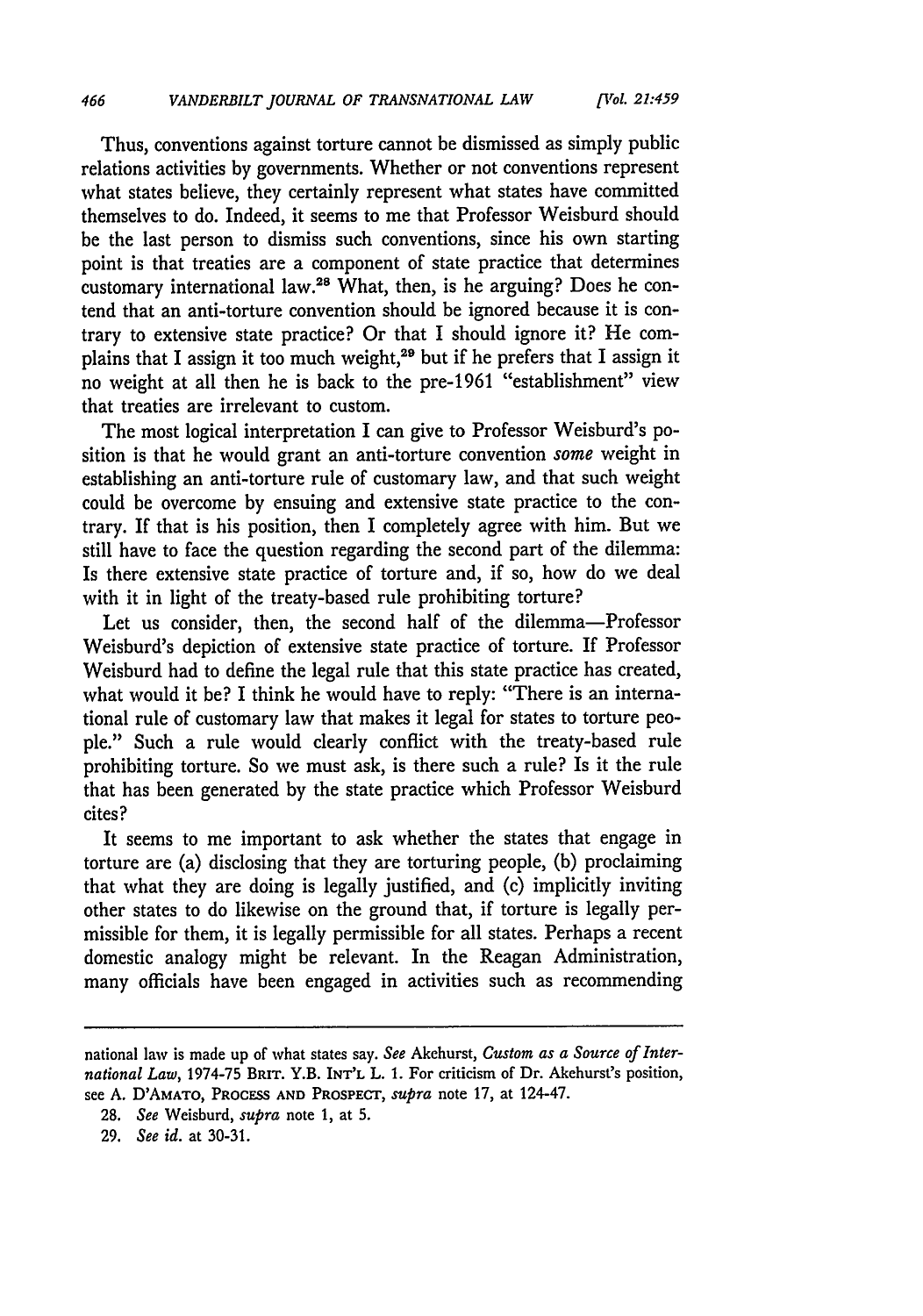Thus, conventions against torture cannot be dismissed as simply public relations activities by governments. Whether or not conventions represent what states believe, they certainly represent what states have committed themselves to do. Indeed, it seems to me that Professor Weisburd should be the last person to dismiss such conventions, since his own starting point is that treaties are a component of state practice that determines customary international law.[28] What, then, is he arguing? Does he contend that an anti-torture convention should be ignored because it is contrary to extensive state practice? Or that I should ignore it? He complains that I assign it too much weight,[29] but if he prefers that I assign it no weight at all then he is back to the pre-1961 "establishment" view that treaties are irrelevant to custom.

The most logical interpretation I can give to Professor Weisburd's position is that he would grant an anti-torture convention *some* weight in establishing an anti-torture rule of customary law, and that such weight could be overcome by ensuing and extensive state practice to the contrary. If that is his position, then I completely agree with him. But we still have to face the question regarding the second part of the dilemma: Is there extensive state practice of torture and, if so, how do we deal with it in light of the treaty-based rule prohibiting torture?

Let us consider, then, the second half of the dilemma—Professor Weisburd's depiction of extensive state practice of torture. If Professor Weisburd had to define the legal rule that this state practice has created, what would it be? I think he would have to reply: "There is an international rule of customary law that makes it legal for states to torture people." Such a rule would clearly conflict with the treaty-based rule prohibiting torture. So we must ask, is there such a rule? Is it the rule that has been generated by the state practice which Professor Weisburd cites?

It seems to me important to ask whether the states that engage in torture are (a) disclosing that they are torturing people, (b) proclaiming that what they are doing is legally justified, and (c) implicitly inviting other states to do likewise on the ground that, if torture is legally permissible for them, it is legally permissible for all states. Perhaps a recent domestic analogy might be relevant. In the Reagan Administration, many officials have been engaged in activities such as recommending

---

national law is made up of what states say. *See* Akehurst, *Custom as a Source of International Law*, 1974-75 BRIT. Y.B. INT'L L. 1. For criticism of Dr. Akehurst's position, see A. D'AMATO, PROCESS AND PROSPECT, *supra* note 17, at 124-47.

28. *See* Weisburd, *supra* note 1, at 5.

29. *See id.* at 30-31.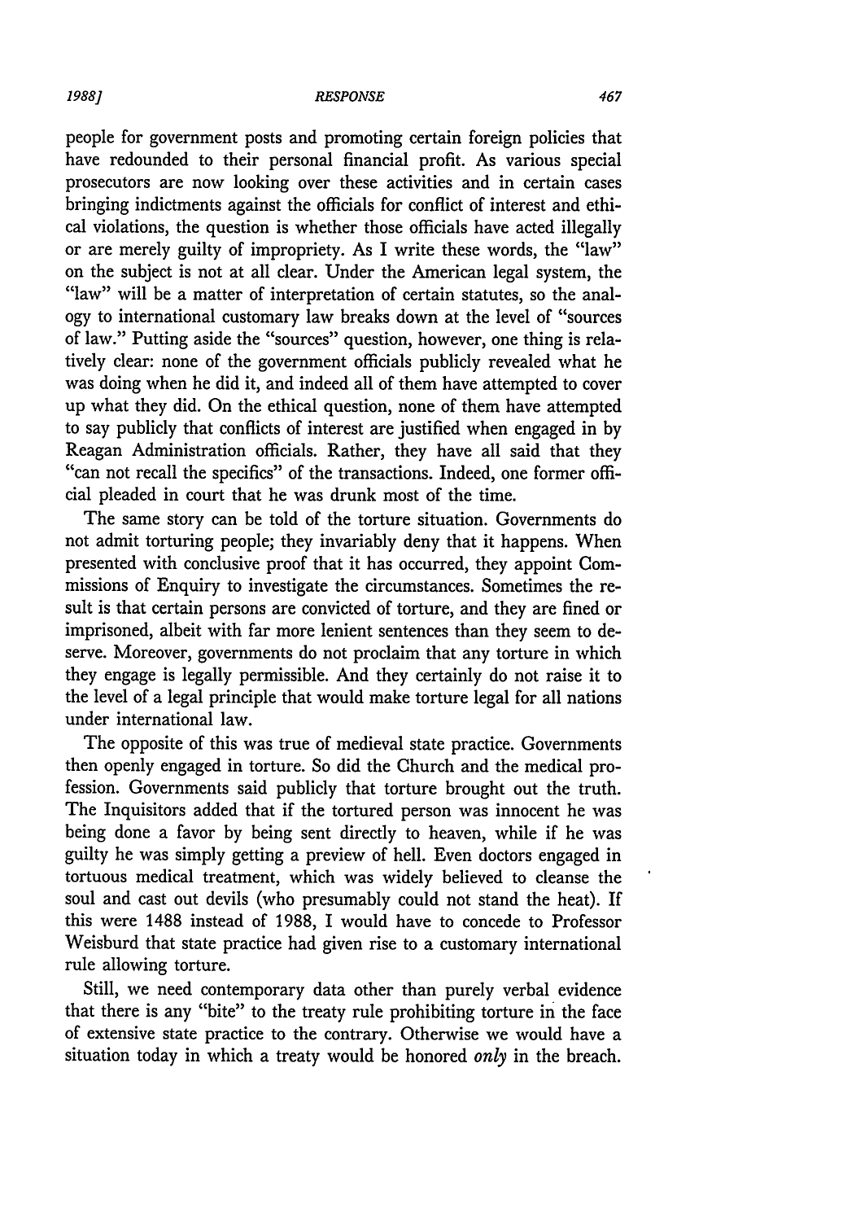people for government posts and promoting certain foreign policies that have redounded to their personal financial profit. As various special prosecutors are now looking over these activities and in certain cases bringing indictments against the officials for conflict of interest and ethical violations, the question is whether those officials have acted illegally or are merely guilty of impropriety. As I write these words, the "law" on the subject is not at all clear. Under the American legal system, the "law" will be a matter of interpretation of certain statutes, so the analogy to international customary law breaks down at the level of "sources of law." Putting aside the "sources" question, however, one thing is relatively clear: none of the government officials publicly revealed what he was doing when he did it, and indeed all of them have attempted to cover up what they did. On the ethical question, none of them have attempted to say publicly that conflicts of interest are justified when engaged in by Reagan Administration officials. Rather, they have all said that they "can not recall the specifics" of the transactions. Indeed, one former official pleaded in court that he was drunk most of the time.

The same story can be told of the torture situation. Governments do not admit torturing people; they invariably deny that it happens. When presented with conclusive proof that it has occurred, they appoint Commissions of Enquiry to investigate the circumstances. Sometimes the result is that certain persons are convicted of torture, and they are fined or imprisoned, albeit with far more lenient sentences than they seem to deserve. Moreover, governments do not proclaim that any torture in which they engage is legally permissible. And they certainly do not raise it to the level of a legal principle that would make torture legal for all nations under international law.

The opposite of this was true of medieval state practice. Governments then openly engaged in torture. So did the Church and the medical profession. Governments said publicly that torture brought out the truth. The Inquisitors added that if the tortured person was innocent he was being done a favor by being sent directly to heaven, while if he was guilty he was simply getting a preview of hell. Even doctors engaged in tortuous medical treatment, which was widely believed to cleanse the soul and cast out devils (who presumably could not stand the heat). If this were 1488 instead of 1988, I would have to concede to Professor Weisburd that state practice had given rise to a customary international rule allowing torture.

Still, we need contemporary data other than purely verbal evidence that there is any "bite" to the treaty rule prohibiting torture in the face of extensive state practice to the contrary. Otherwise we would have a situation today in which a treaty would be honored *only* in the breach.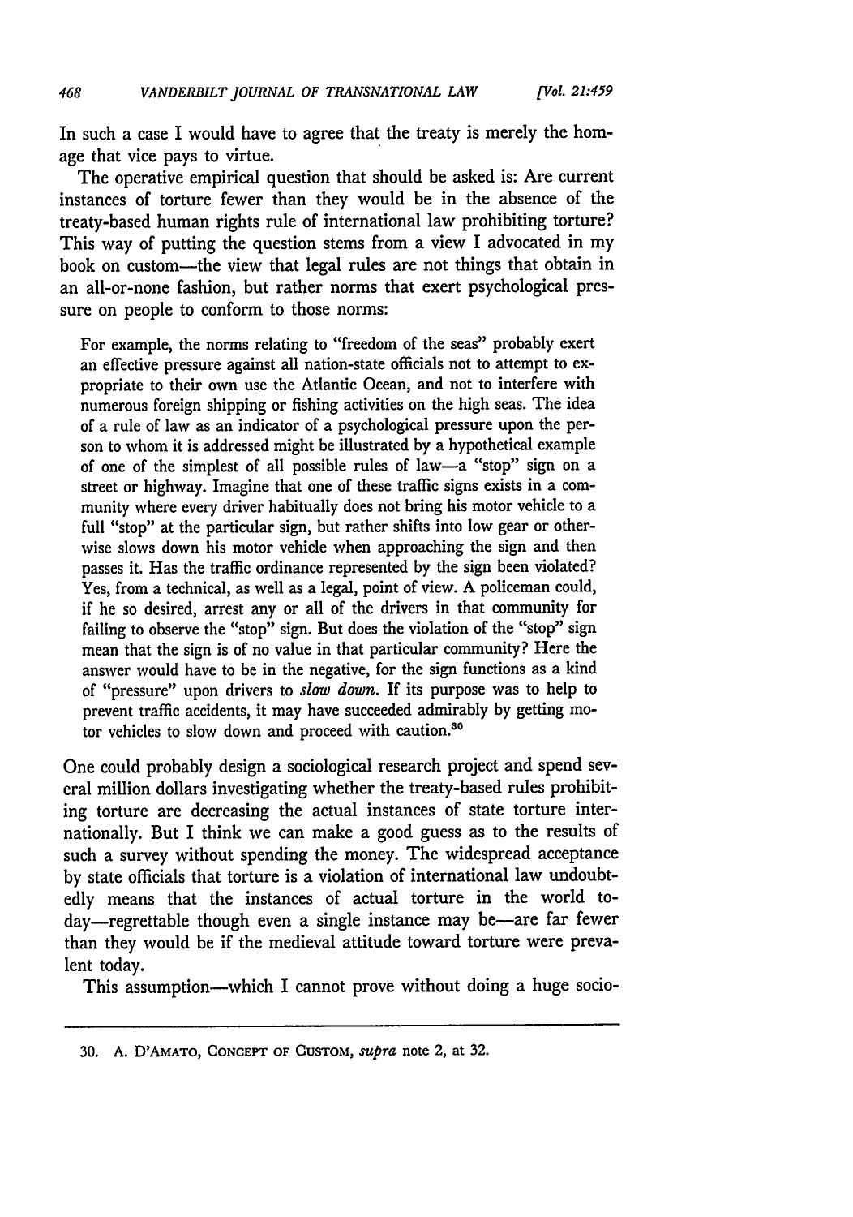In such a case I would have to agree that the treaty is merely the homage that vice pays to virtue.

The operative empirical question that should be asked is: Are current instances of torture fewer than they would be in the absence of the treaty-based human rights rule of international law prohibiting torture? This way of putting the question stems from a view I advocated in my book on custom—the view that legal rules are not things that obtain in an all-or-none fashion, but rather norms that exert psychological pressure on people to conform to those norms:

> For example, the norms relating to "freedom of the seas" probably exert an effective pressure against all nation-state officials not to attempt to expropriate to their own use the Atlantic Ocean, and not to interfere with numerous foreign shipping or fishing activities on the high seas. The idea of a rule of law as an indicator of a psychological pressure upon the person to whom it is addressed might be illustrated by a hypothetical example of one of the simplest of all possible rules of law—a "stop" sign on a street or highway. Imagine that one of these traffic signs exists in a community where every driver habitually does not bring his motor vehicle to a full "stop" at the particular sign, but rather shifts into low gear or otherwise slows down his motor vehicle when approaching the sign and then passes it. Has the traffic ordinance represented by the sign been violated? Yes, from a technical, as well as a legal, point of view. A policeman could, if he so desired, arrest any or all of the drivers in that community for failing to observe the "stop" sign. But does the violation of the "stop" sign mean that the sign is of no value in that particular community? Here the answer would have to be in the negative, for the sign functions as a kind of "pressure" upon drivers to *slow down*. If its purpose was to help to prevent traffic accidents, it may have succeeded admirably by getting motor vehicles to slow down and proceed with caution.[30]

One could probably design a sociological research project and spend several million dollars investigating whether the treaty-based rules prohibiting torture are decreasing the actual instances of state torture internationally. But I think we can make a good guess as to the results of such a survey without spending the money. The widespread acceptance by state officials that torture is a violation of international law undoubtedly means that the instances of actual torture in the world today—regrettable though even a single instance may be—are far fewer than they would be if the medieval attitude toward torture were prevalent today.

This assumption—which I cannot prove without doing a huge socio-

---

30. A. D'AMATO, CONCEPT OF CUSTOM, *supra* note 2, at 32.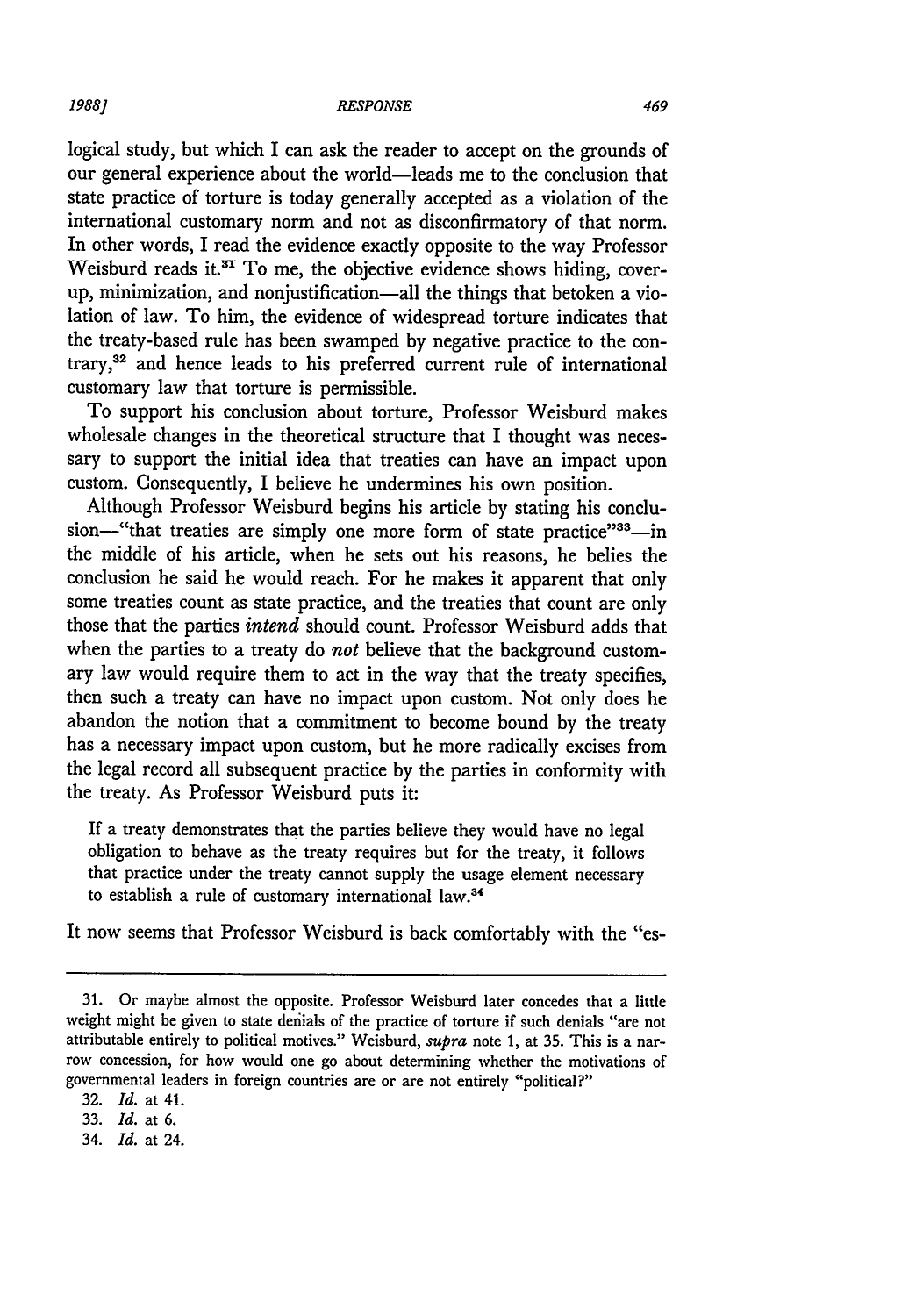logical study, but which I can ask the reader to accept on the grounds of our general experience about the world—leads me to the conclusion that state practice of torture is today generally accepted as a violation of the international customary norm and not as disconfirmatory of that norm. In other words, I read the evidence exactly opposite to the way Professor Weisburd reads it.[31] To me, the objective evidence shows hiding, cover-up, minimization, and nonjustification—all the things that betoken a violation of law. To him, the evidence of widespread torture indicates that the treaty-based rule has been swamped by negative practice to the contrary,[32] and hence leads to his preferred current rule of international customary law that torture is permissible.

To support his conclusion about torture, Professor Weisburd makes wholesale changes in the theoretical structure that I thought was necessary to support the initial idea that treaties can have an impact upon custom. Consequently, I believe he undermines his own position.

Although Professor Weisburd begins his article by stating his conclusion—"that treaties are simply one more form of state practice"[33]—in the middle of his article, when he sets out his reasons, he belies the conclusion he said he would reach. For he makes it apparent that only some treaties count as state practice, and the treaties that count are only those that the parties *intend* should count. Professor Weisburd adds that when the parties to a treaty do *not* believe that the background customary law would require them to act in the way that the treaty specifies, then such a treaty can have no impact upon custom. Not only does he abandon the notion that a commitment to become bound by the treaty has a necessary impact upon custom, but he more radically excises from the legal record all subsequent practice by the parties in conformity with the treaty. As Professor Weisburd puts it:

> If a treaty demonstrates that the parties believe they would have no legal obligation to behave as the treaty requires but for the treaty, it follows that practice under the treaty cannot supply the usage element necessary to establish a rule of customary international law.[34]

It now seems that Professor Weisburd is back comfortably with the "es-

---

31. Or maybe almost the opposite. Professor Weisburd later concedes that a little weight might be given to state denials of the practice of torture if such denials "are not attributable entirely to political motives." Weisburd, *supra* note 1, at 35. This is a narrow concession, for how would one go about determining whether the motivations of governmental leaders in foreign countries are or are not entirely "political?"

32. *Id.* at 41.

33. *Id.* at 6.

34. *Id.* at 24.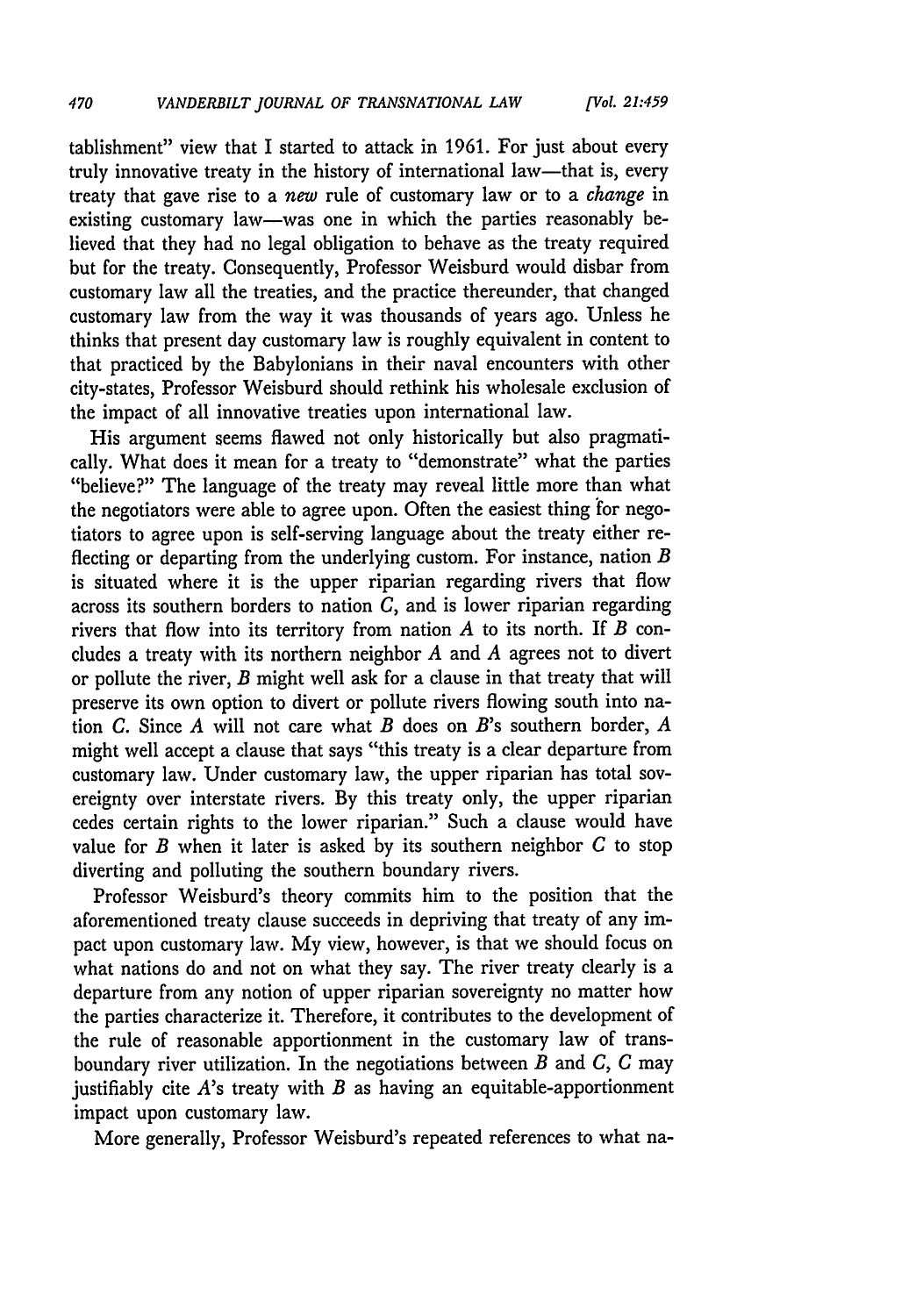tablishment" view that I started to attack in 1961. For just about every truly innovative treaty in the history of international law—that is, every treaty that gave rise to a *new* rule of customary law or to a *change* in existing customary law—was one in which the parties reasonably believed that they had no legal obligation to behave as the treaty required but for the treaty. Consequently, Professor Weisburd would disbar from customary law all the treaties, and the practice thereunder, that changed customary law from the way it was thousands of years ago. Unless he thinks that present day customary law is roughly equivalent in content to that practiced by the Babylonians in their naval encounters with other city-states, Professor Weisburd should rethink his wholesale exclusion of the impact of all innovative treaties upon international law.

His argument seems flawed not only historically but also pragmatically. What does it mean for a treaty to "demonstrate" what the parties "believe?" The language of the treaty may reveal little more than what the negotiators were able to agree upon. Often the easiest thing for negotiators to agree upon is self-serving language about the treaty either reflecting or departing from the underlying custom. For instance, nation *B* is situated where it is the upper riparian regarding rivers that flow across its southern borders to nation *C*, and is lower riparian regarding rivers that flow into its territory from nation *A* to its north. If *B* concludes a treaty with its northern neighbor *A* and *A* agrees not to divert or pollute the river, *B* might well ask for a clause in that treaty that will preserve its own option to divert or pollute rivers flowing south into nation *C*. Since *A* will not care what *B* does on *B*'s southern border, *A* might well accept a clause that says "this treaty is a clear departure from customary law. Under customary law, the upper riparian has total sovereignty over interstate rivers. By this treaty only, the upper riparian cedes certain rights to the lower riparian." Such a clause would have value for *B* when it later is asked by its southern neighbor *C* to stop diverting and polluting the southern boundary rivers.

Professor Weisburd's theory commits him to the position that the aforementioned treaty clause succeeds in depriving that treaty of any impact upon customary law. My view, however, is that we should focus on what nations do and not on what they say. The river treaty clearly is a departure from any notion of upper riparian sovereignty no matter how the parties characterize it. Therefore, it contributes to the development of the rule of reasonable apportionment in the customary law of transboundary river utilization. In the negotiations between *B* and *C*, *C* may justifiably cite *A*'s treaty with *B* as having an equitable-apportionment impact upon customary law.

More generally, Professor Weisburd's repeated references to what na-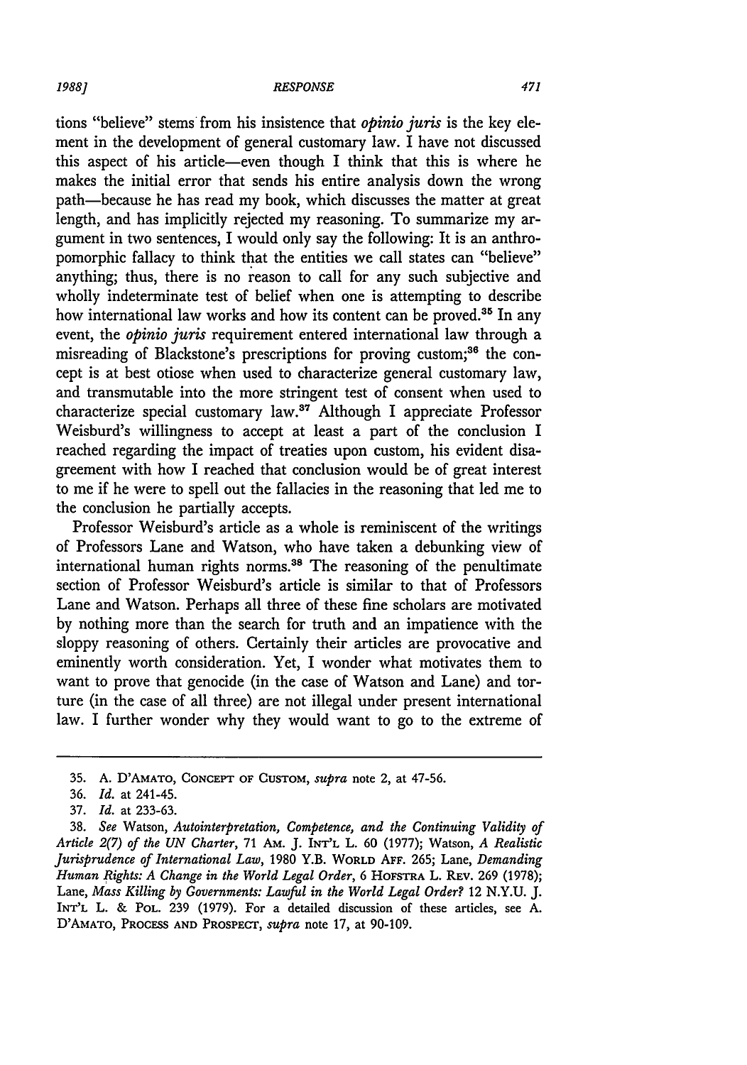tions "believe" stems from his insistence that *opinio juris* is the key element in the development of general customary law. I have not discussed this aspect of his article—even though I think that this is where he makes the initial error that sends his entire analysis down the wrong path—because he has read my book, which discusses the matter at great length, and has implicitly rejected my reasoning. To summarize my argument in two sentences, I would only say the following: It is an anthropomorphic fallacy to think that the entities we call states can "believe" anything; thus, there is no reason to call for any such subjective and wholly indeterminate test of belief when one is attempting to describe how international law works and how its content can be proved.[35] In any event, the *opinio juris* requirement entered international law through a misreading of Blackstone's prescriptions for proving custom;[36] the concept is at best otiose when used to characterize general customary law, and transmutable into the more stringent test of consent when used to characterize special customary law.[37] Although I appreciate Professor Weisburd's willingness to accept at least a part of the conclusion I reached regarding the impact of treaties upon custom, his evident disagreement with how I reached that conclusion would be of great interest to me if he were to spell out the fallacies in the reasoning that led me to the conclusion he partially accepts.

Professor Weisburd's article as a whole is reminiscent of the writings of Professors Lane and Watson, who have taken a debunking view of international human rights norms.[38] The reasoning of the penultimate section of Professor Weisburd's article is similar to that of Professors Lane and Watson. Perhaps all three of these fine scholars are motivated by nothing more than the search for truth and an impatience with the sloppy reasoning of others. Certainly their articles are provocative and eminently worth consideration. Yet, I wonder what motivates them to want to prove that genocide (in the case of Watson and Lane) and torture (in the case of all three) are not illegal under present international law. I further wonder why they would want to go to the extreme of

---

35. A. D'AMATO, CONCEPT OF CUSTOM, *supra* note 2, at 47-56.

36. *Id.* at 241-45.

37. *Id.* at 233-63.

38. *See* Watson, *Autointerpretation, Competence, and the Continuing Validity of Article 2(7) of the UN Charter*, 71 AM. J. INT'L L. 60 (1977); Watson, *A Realistic Jurisprudence of International Law*, 1980 Y.B. WORLD AFF. 265; Lane, *Demanding Human Rights: A Change in the World Legal Order*, 6 HOFSTRA L. REV. 269 (1978); Lane, *Mass Killing by Governments: Lawful in the World Legal Order?* 12 N.Y.U. J. INT'L L. & POL. 239 (1979). For a detailed discussion of these articles, see A. D'AMATO, PROCESS AND PROSPECT, *supra* note 17, at 90-109.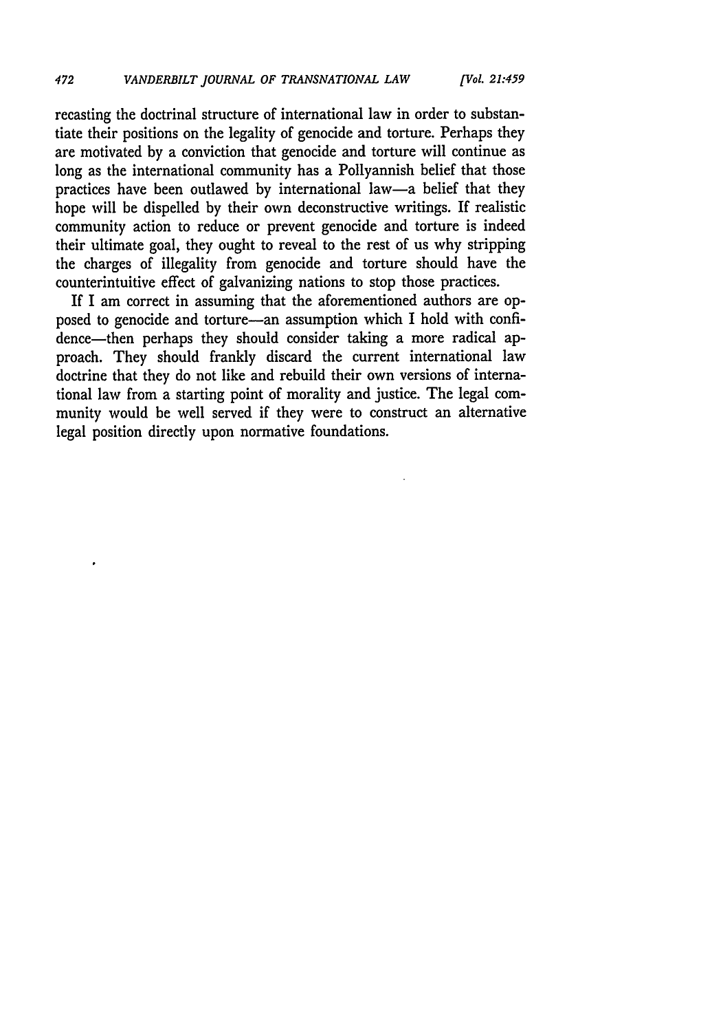recasting the doctrinal structure of international law in order to substantiate their positions on the legality of genocide and torture. Perhaps they are motivated by a conviction that genocide and torture will continue as long as the international community has a Pollyannish belief that those practices have been outlawed by international law—a belief that they hope will be dispelled by their own deconstructive writings. If realistic community action to reduce or prevent genocide and torture is indeed their ultimate goal, they ought to reveal to the rest of us why stripping the charges of illegality from genocide and torture should have the counterintuitive effect of galvanizing nations to stop those practices.

If I am correct in assuming that the aforementioned authors are opposed to genocide and torture—an assumption which I hold with confidence—then perhaps they should consider taking a more radical approach. They should frankly discard the current international law doctrine that they do not like and rebuild their own versions of international law from a starting point of morality and justice. The legal community would be well served if they were to construct an alternative legal position directly upon normative foundations.